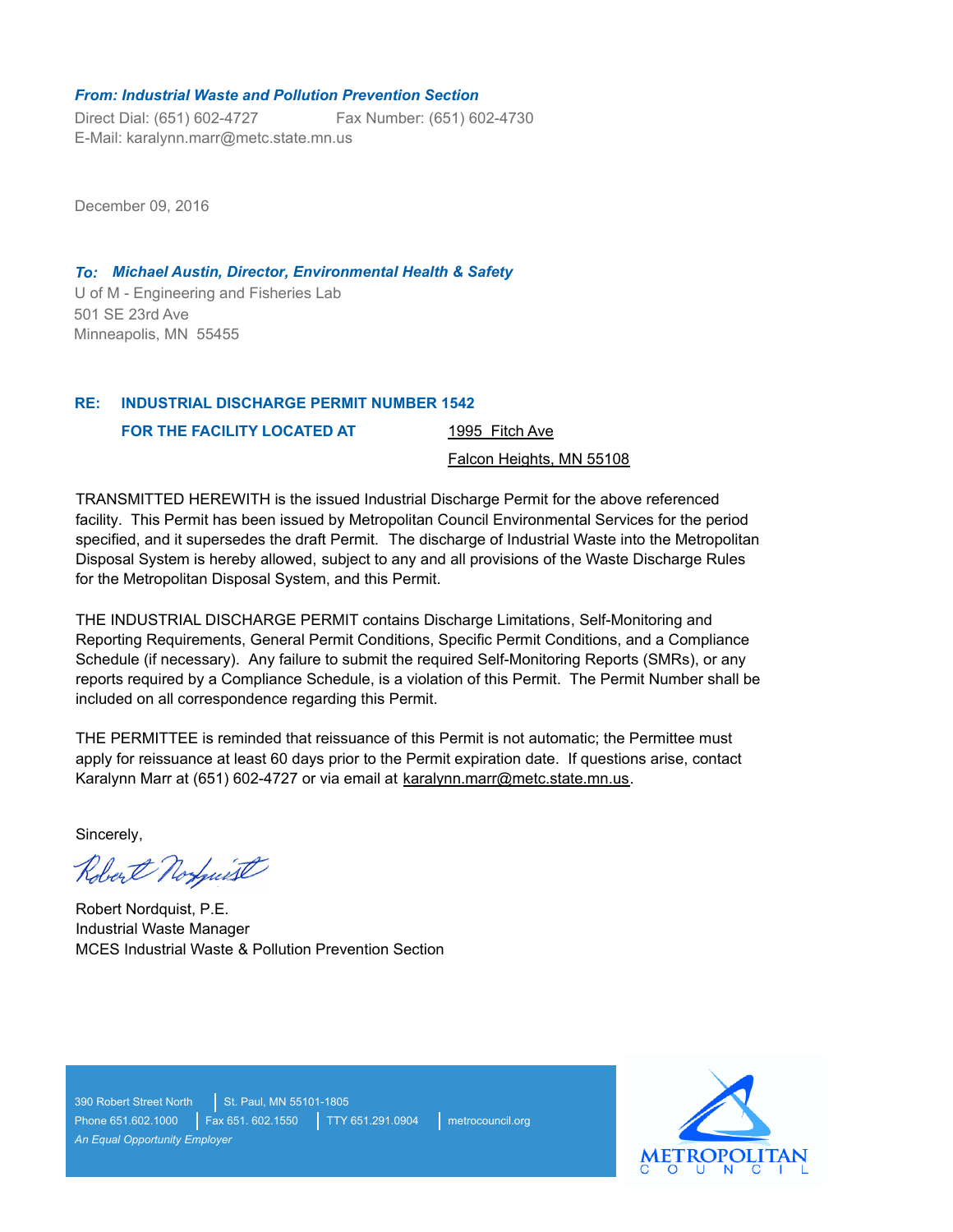***From: Industrial Waste and Pollution Prevention Section***

Direct Dial: (651) 602-4727    Fax Number: (651) 602-4730
E-Mail: karalynn.marr@metc.state.mn.us

December 09, 2016

***To: Michael Austin, Director, Environmental Health & Safety***

U of M - Engineering and Fisheries Lab
501 SE 23rd Ave
Minneapolis, MN 55455

**RE: INDUSTRIAL DISCHARGE PERMIT NUMBER 1542**

**FOR THE FACILITY LOCATED AT** 1995 Fitch Ave
Falcon Heights, MN 55108

TRANSMITTED HEREWITH is the issued Industrial Discharge Permit for the above referenced facility. This Permit has been issued by Metropolitan Council Environmental Services for the period specified, and it supersedes the draft Permit. The discharge of Industrial Waste into the Metropolitan Disposal System is hereby allowed, subject to any and all provisions of the Waste Discharge Rules for the Metropolitan Disposal System, and this Permit.

THE INDUSTRIAL DISCHARGE PERMIT contains Discharge Limitations, Self-Monitoring and Reporting Requirements, General Permit Conditions, Specific Permit Conditions, and a Compliance Schedule (if necessary). Any failure to submit the required Self-Monitoring Reports (SMRs), or any reports required by a Compliance Schedule, is a violation of this Permit. The Permit Number shall be included on all correspondence regarding this Permit.

THE PERMITTEE is reminded that reissuance of this Permit is not automatic; the Permittee must apply for reissuance at least 60 days prior to the Permit expiration date. If questions arise, contact Karalynn Marr at (651) 602-4727 or via email at karalynn.marr@metc.state.mn.us.

Sincerely,

Robert Nordquist, P.E.
Industrial Waste Manager
MCES Industrial Waste & Pollution Prevention Section

390 Robert Street North | St. Paul, MN 55101-1805
Phone 651.602.1000 | Fax 651. 602.1550 | TTY 651.291.0904 | metrocouncil.org
*An Equal Opportunity Employer*

METROPOLITAN COUNCIL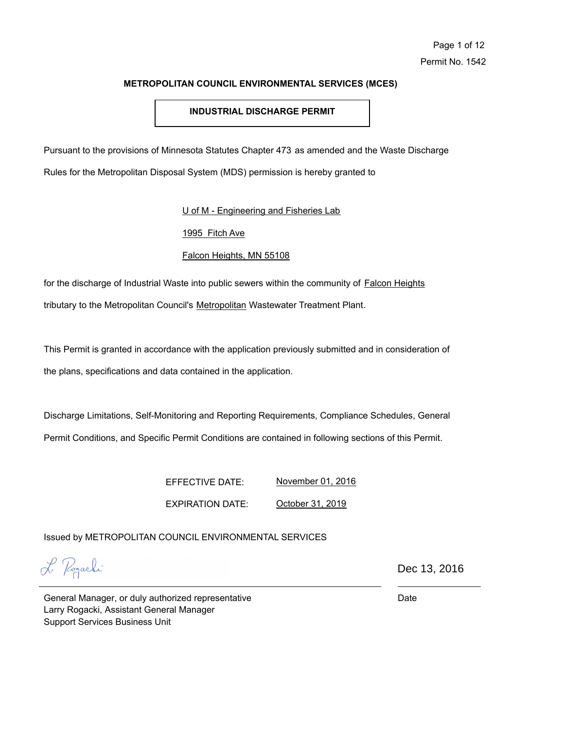Permit No. 1542

**METROPOLITAN COUNCIL ENVIRONMENTAL SERVICES (MCES)**

## INDUSTRIAL DISCHARGE PERMIT

Pursuant to the provisions of Minnesota Statutes Chapter 473 as amended and the Waste Discharge Rules for the Metropolitan Disposal System (MDS) permission is hereby granted to

U of M - Engineering and Fisheries Lab

1995 Fitch Ave

Falcon Heights, MN 55108

for the discharge of Industrial Waste into public sewers within the community of Falcon Heights tributary to the Metropolitan Council's Metropolitan Wastewater Treatment Plant.

This Permit is granted in accordance with the application previously submitted and in consideration of the plans, specifications and data contained in the application.

Discharge Limitations, Self-Monitoring and Reporting Requirements, Compliance Schedules, General Permit Conditions, and Specific Permit Conditions are contained in following sections of this Permit.

EFFECTIVE DATE: November 01, 2016

EXPIRATION DATE: October 31, 2019

Issued by METROPOLITAN COUNCIL ENVIRONMENTAL SERVICES

L. Rogacki

General Manager, or duly authorized representative
Larry Rogacki, Assistant General Manager
Support Services Business Unit

Dec 13, 2016

Date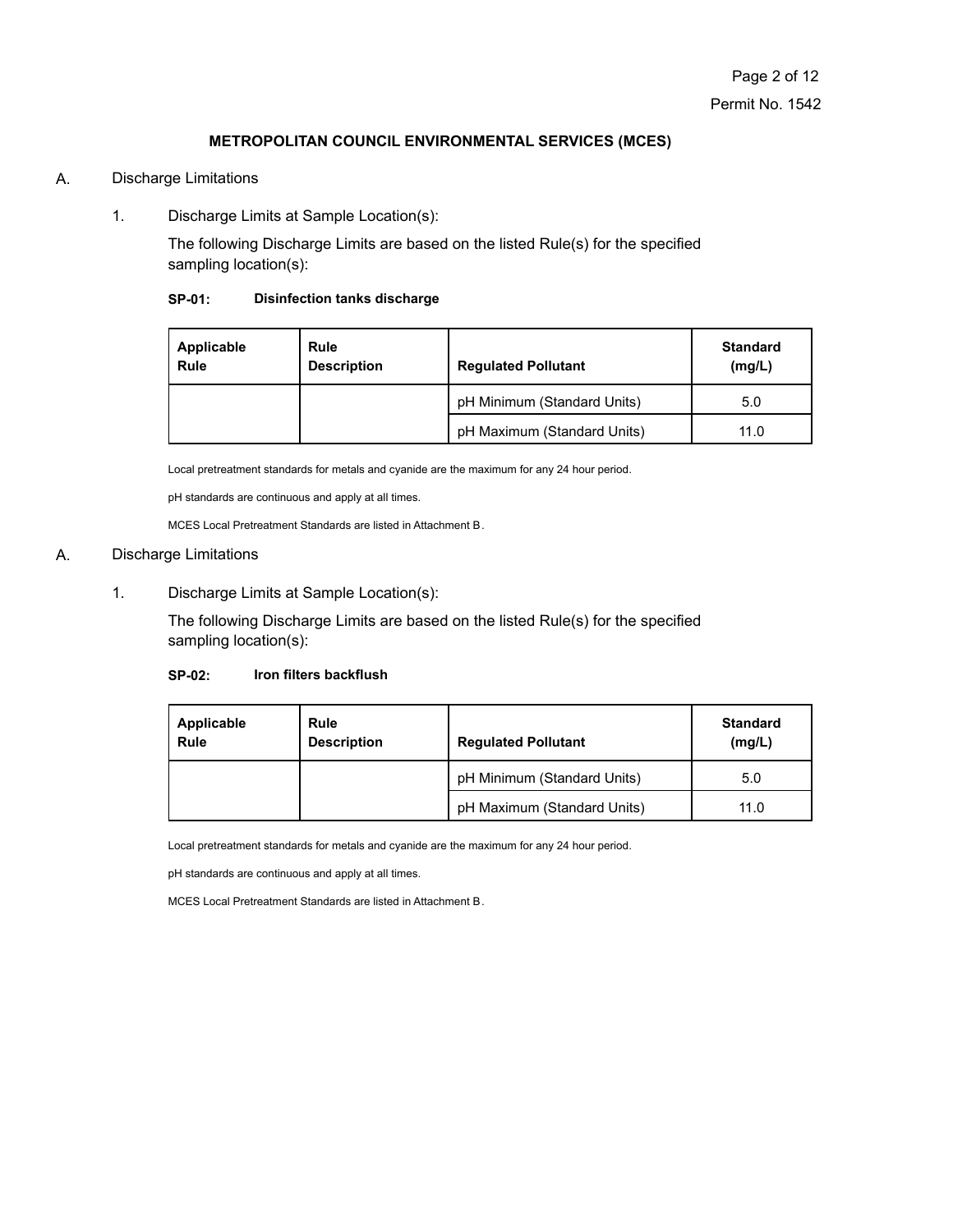**METROPOLITAN COUNCIL ENVIRONMENTAL SERVICES (MCES)**

A. Discharge Limitations

1. Discharge Limits at Sample Location(s):

   The following Discharge Limits are based on the listed Rule(s) for the specified sampling location(s):

**SP-01: Disinfection tanks discharge**

| Applicable Rule | Rule Description | Regulated Pollutant | Standard (mg/L) |
|---|---|---|---|
| | | pH Minimum (Standard Units) | 5.0 |
| | | pH Maximum (Standard Units) | 11.0 |

Local pretreatment standards for metals and cyanide are the maximum for any 24 hour period.

pH standards are continuous and apply at all times.

MCES Local Pretreatment Standards are listed in Attachment B.

A. Discharge Limitations

1. Discharge Limits at Sample Location(s):

   The following Discharge Limits are based on the listed Rule(s) for the specified sampling location(s):

**SP-02: Iron filters backflush**

| Applicable Rule | Rule Description | Regulated Pollutant | Standard (mg/L) |
|---|---|---|---|
| | | pH Minimum (Standard Units) | 5.0 |
| | | pH Maximum (Standard Units) | 11.0 |

Local pretreatment standards for metals and cyanide are the maximum for any 24 hour period.

pH standards are continuous and apply at all times.

MCES Local Pretreatment Standards are listed in Attachment B.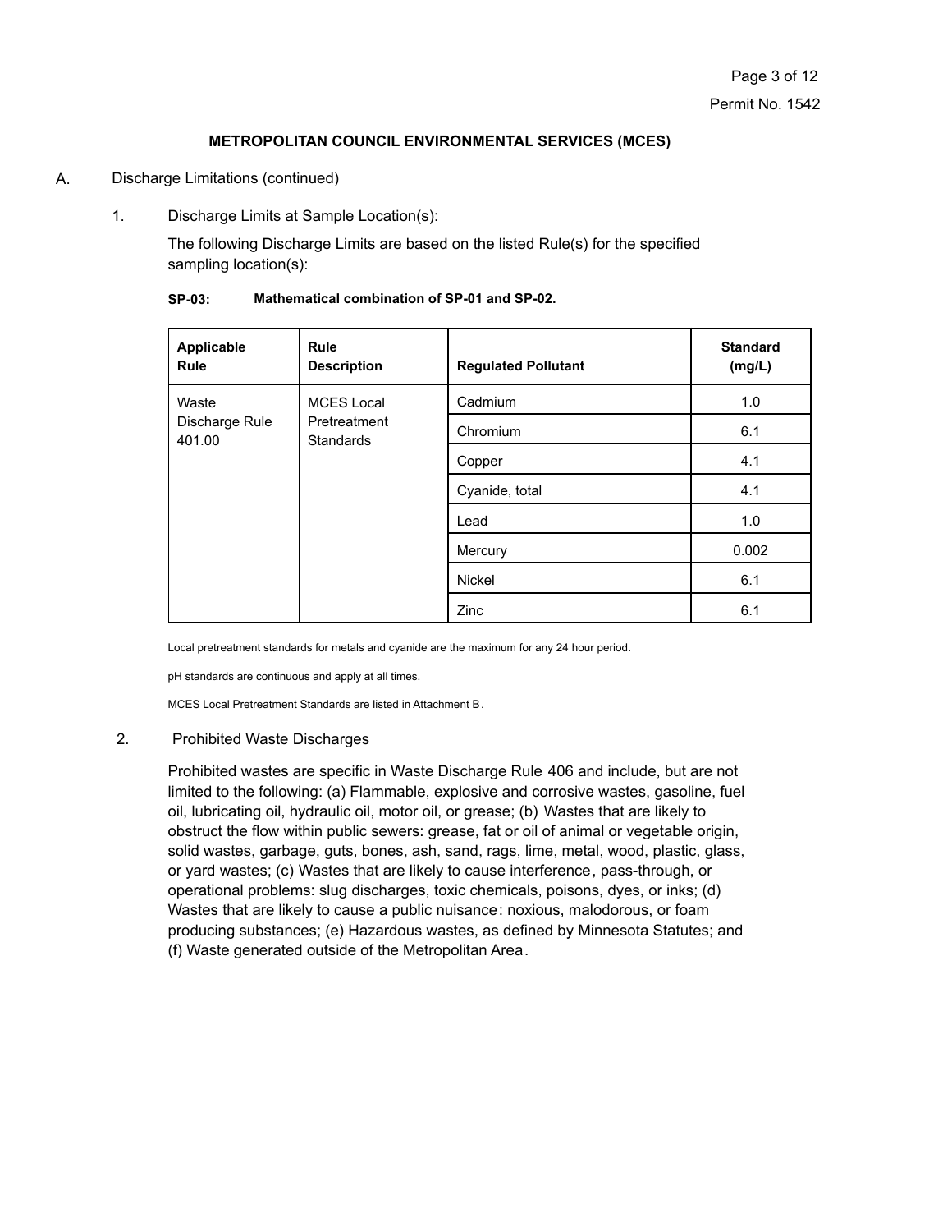**METROPOLITAN COUNCIL ENVIRONMENTAL SERVICES (MCES)**

A. Discharge Limitations (continued)

1. Discharge Limits at Sample Location(s):

   The following Discharge Limits are based on the listed Rule(s) for the specified sampling location(s):

**SP-03: Mathematical combination of SP-01 and SP-02.**

| Applicable Rule | Rule Description | Regulated Pollutant | Standard (mg/L) |
|---|---|---|---|
| Waste Discharge Rule 401.00 | MCES Local Pretreatment Standards | Cadmium | 1.0 |
| | | Chromium | 6.1 |
| | | Copper | 4.1 |
| | | Cyanide, total | 4.1 |
| | | Lead | 1.0 |
| | | Mercury | 0.002 |
| | | Nickel | 6.1 |
| | | Zinc | 6.1 |

Local pretreatment standards for metals and cyanide are the maximum for any 24 hour period.

pH standards are continuous and apply at all times.

MCES Local Pretreatment Standards are listed in Attachment B.

2. Prohibited Waste Discharges

   Prohibited wastes are specific in Waste Discharge Rule 406 and include, but are not limited to the following: (a) Flammable, explosive and corrosive wastes, gasoline, fuel oil, lubricating oil, hydraulic oil, motor oil, or grease; (b) Wastes that are likely to obstruct the flow within public sewers: grease, fat or oil of animal or vegetable origin, solid wastes, garbage, guts, bones, ash, sand, rags, lime, metal, wood, plastic, glass, or yard wastes; (c) Wastes that are likely to cause interference, pass-through, or operational problems: slug discharges, toxic chemicals, poisons, dyes, or inks; (d) Wastes that are likely to cause a public nuisance: noxious, malodorous, or foam producing substances; (e) Hazardous wastes, as defined by Minnesota Statutes; and (f) Waste generated outside of the Metropolitan Area.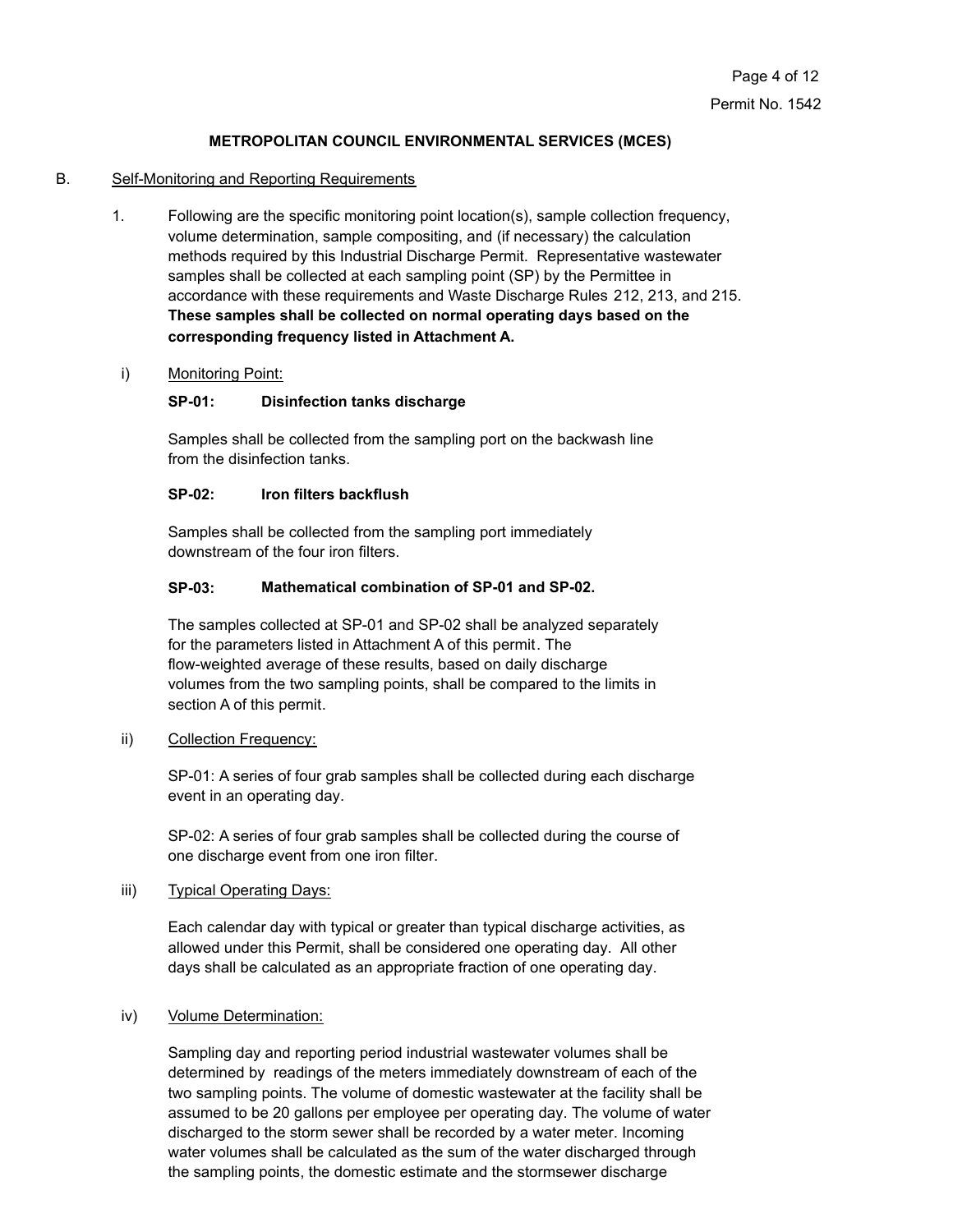**METROPOLITAN COUNCIL ENVIRONMENTAL SERVICES (MCES)**

B. Self-Monitoring and Reporting Requirements

1. Following are the specific monitoring point location(s), sample collection frequency, volume determination, sample compositing, and (if necessary) the calculation methods required by this Industrial Discharge Permit. Representative wastewater samples shall be collected at each sampling point (SP) by the Permittee in accordance with these requirements and Waste Discharge Rules 212, 213, and 215. **These samples shall be collected on normal operating days based on the corresponding frequency listed in Attachment A.**

i) Monitoring Point:

**SP-01: Disinfection tanks discharge**

Samples shall be collected from the sampling port on the backwash line from the disinfection tanks.

**SP-02: Iron filters backflush**

Samples shall be collected from the sampling port immediately downstream of the four iron filters.

**SP-03: Mathematical combination of SP-01 and SP-02.**

The samples collected at SP-01 and SP-02 shall be analyzed separately for the parameters listed in Attachment A of this permit. The flow-weighted average of these results, based on daily discharge volumes from the two sampling points, shall be compared to the limits in section A of this permit.

ii) Collection Frequency:

SP-01: A series of four grab samples shall be collected during each discharge event in an operating day.

SP-02: A series of four grab samples shall be collected during the course of one discharge event from one iron filter.

iii) Typical Operating Days:

Each calendar day with typical or greater than typical discharge activities, as allowed under this Permit, shall be considered one operating day. All other days shall be calculated as an appropriate fraction of one operating day.

iv) Volume Determination:

Sampling day and reporting period industrial wastewater volumes shall be determined by readings of the meters immediately downstream of each of the two sampling points. The volume of domestic wastewater at the facility shall be assumed to be 20 gallons per employee per operating day. The volume of water discharged to the storm sewer shall be recorded by a water meter. Incoming water volumes shall be calculated as the sum of the water discharged through the sampling points, the domestic estimate and the stormsewer discharge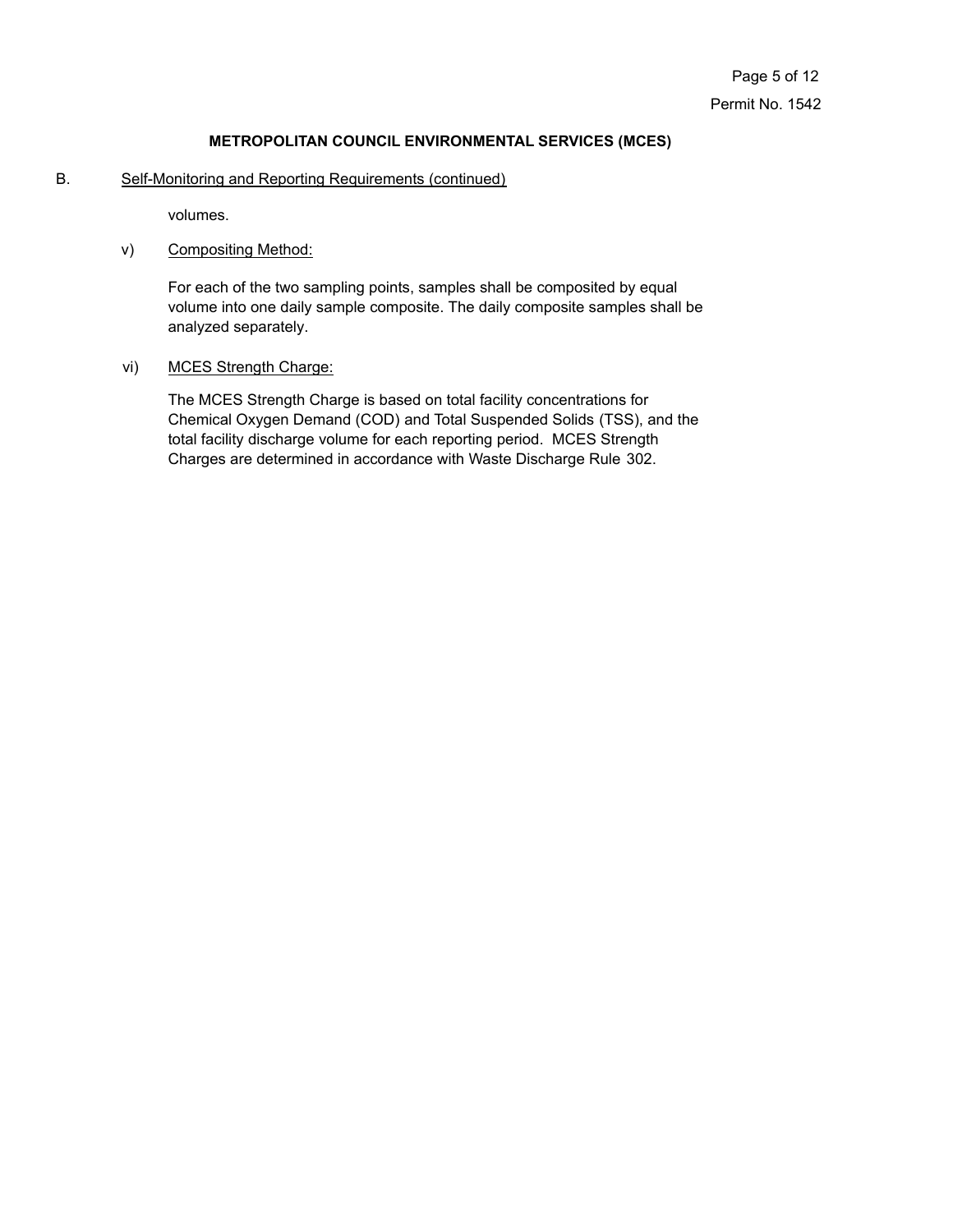## B. Self-Monitoring and Reporting Requirements (continued)

volumes.

v) Compositing Method:

For each of the two sampling points, samples shall be composited by equal volume into one daily sample composite. The daily composite samples shall be analyzed separately.

vi) MCES Strength Charge:

The MCES Strength Charge is based on total facility concentrations for Chemical Oxygen Demand (COD) and Total Suspended Solids (TSS), and the total facility discharge volume for each reporting period. MCES Strength Charges are determined in accordance with Waste Discharge Rule 302.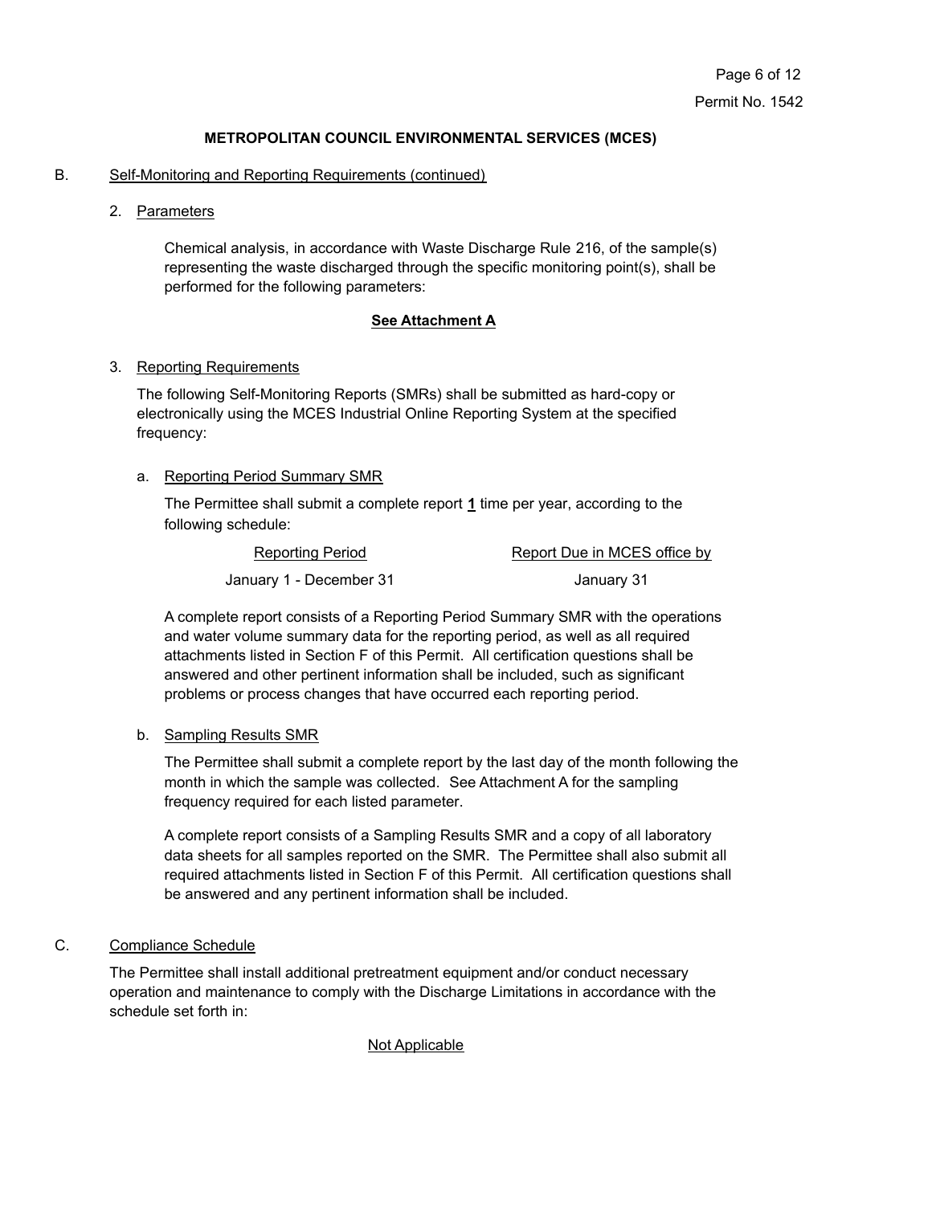**METROPOLITAN COUNCIL ENVIRONMENTAL SERVICES (MCES)**

B. Self-Monitoring and Reporting Requirements (continued)

2. Parameters

   Chemical analysis, in accordance with Waste Discharge Rule 216, of the sample(s) representing the waste discharged through the specific monitoring point(s), shall be performed for the following parameters:

   **See Attachment A**

3. Reporting Requirements

   The following Self-Monitoring Reports (SMRs) shall be submitted as hard-copy or electronically using the MCES Industrial Online Reporting System at the specified frequency:

   a. Reporting Period Summary SMR

      The Permittee shall submit a complete report **1** time per year, according to the following schedule:

      | Reporting Period | Report Due in MCES office by |
      |---|---|
      | January 1 - December 31 | January 31 |

      A complete report consists of a Reporting Period Summary SMR with the operations and water volume summary data for the reporting period, as well as all required attachments listed in Section F of this Permit. All certification questions shall be answered and other pertinent information shall be included, such as significant problems or process changes that have occurred each reporting period.

   b. Sampling Results SMR

      The Permittee shall submit a complete report by the last day of the month following the month in which the sample was collected. See Attachment A for the sampling frequency required for each listed parameter.

      A complete report consists of a Sampling Results SMR and a copy of all laboratory data sheets for all samples reported on the SMR. The Permittee shall also submit all required attachments listed in Section F of this Permit. All certification questions shall be answered and any pertinent information shall be included.

C. Compliance Schedule

The Permittee shall install additional pretreatment equipment and/or conduct necessary operation and maintenance to comply with the Discharge Limitations in accordance with the schedule set forth in:

Not Applicable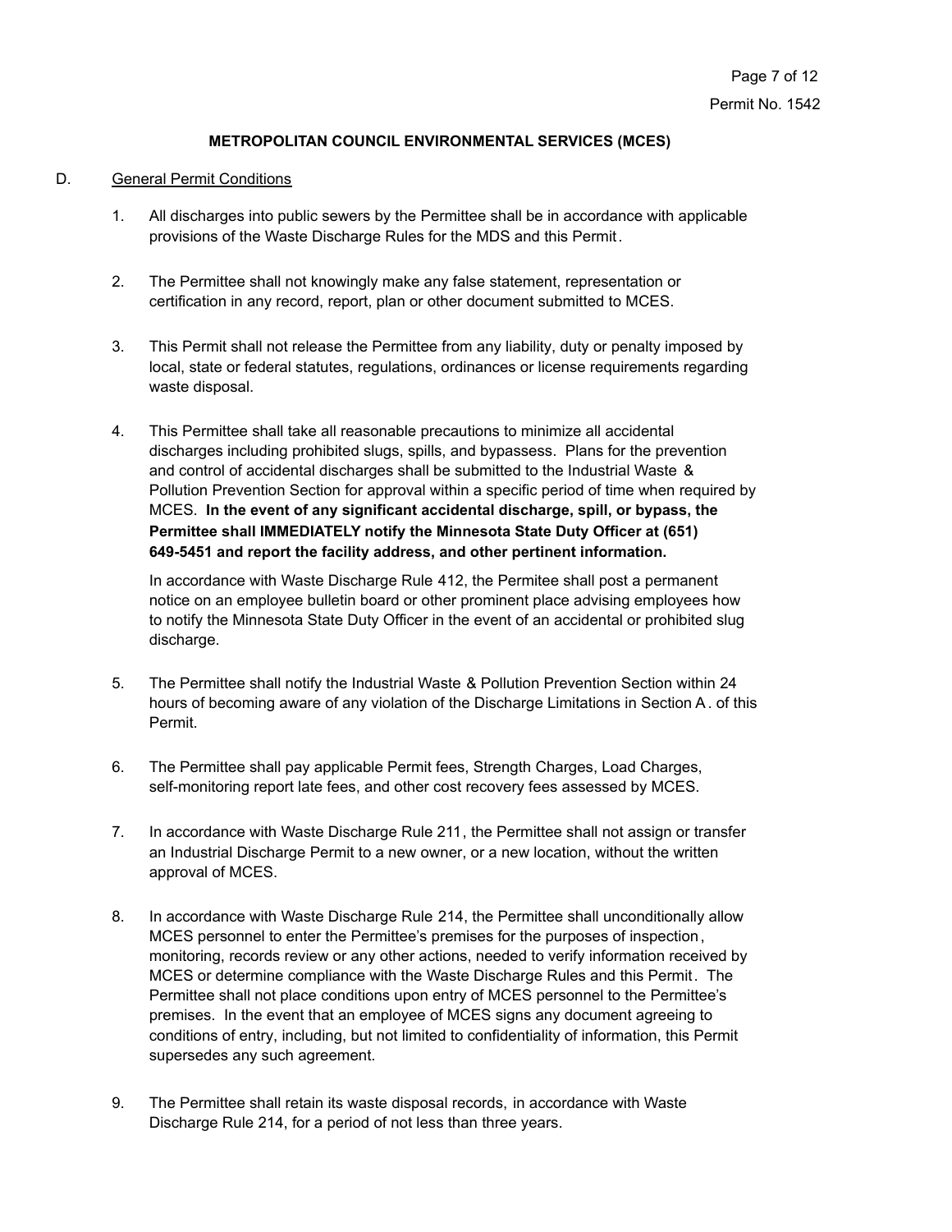**METROPOLITAN COUNCIL ENVIRONMENTAL SERVICES (MCES)**

D. General Permit Conditions

1. All discharges into public sewers by the Permittee shall be in accordance with applicable provisions of the Waste Discharge Rules for the MDS and this Permit.

2. The Permittee shall not knowingly make any false statement, representation or certification in any record, report, plan or other document submitted to MCES.

3. This Permit shall not release the Permittee from any liability, duty or penalty imposed by local, state or federal statutes, regulations, ordinances or license requirements regarding waste disposal.

4. This Permittee shall take all reasonable precautions to minimize all accidental discharges including prohibited slugs, spills, and bypassess. Plans for the prevention and control of accidental discharges shall be submitted to the Industrial Waste & Pollution Prevention Section for approval within a specific period of time when required by MCES. **In the event of any significant accidental discharge, spill, or bypass, the Permittee shall IMMEDIATELY notify the Minnesota State Duty Officer at (651) 649-5451 and report the facility address, and other pertinent information.**

   In accordance with Waste Discharge Rule 412, the Permitee shall post a permanent notice on an employee bulletin board or other prominent place advising employees how to notify the Minnesota State Duty Officer in the event of an accidental or prohibited slug discharge.

5. The Permittee shall notify the Industrial Waste & Pollution Prevention Section within 24 hours of becoming aware of any violation of the Discharge Limitations in Section A. of this Permit.

6. The Permittee shall pay applicable Permit fees, Strength Charges, Load Charges, self-monitoring report late fees, and other cost recovery fees assessed by MCES.

7. In accordance with Waste Discharge Rule 211, the Permittee shall not assign or transfer an Industrial Discharge Permit to a new owner, or a new location, without the written approval of MCES.

8. In accordance with Waste Discharge Rule 214, the Permittee shall unconditionally allow MCES personnel to enter the Permittee's premises for the purposes of inspection, monitoring, records review or any other actions, needed to verify information received by MCES or determine compliance with the Waste Discharge Rules and this Permit. The Permittee shall not place conditions upon entry of MCES personnel to the Permittee's premises. In the event that an employee of MCES signs any document agreeing to conditions of entry, including, but not limited to confidentiality of information, this Permit supersedes any such agreement.

9. The Permittee shall retain its waste disposal records, in accordance with Waste Discharge Rule 214, for a period of not less than three years.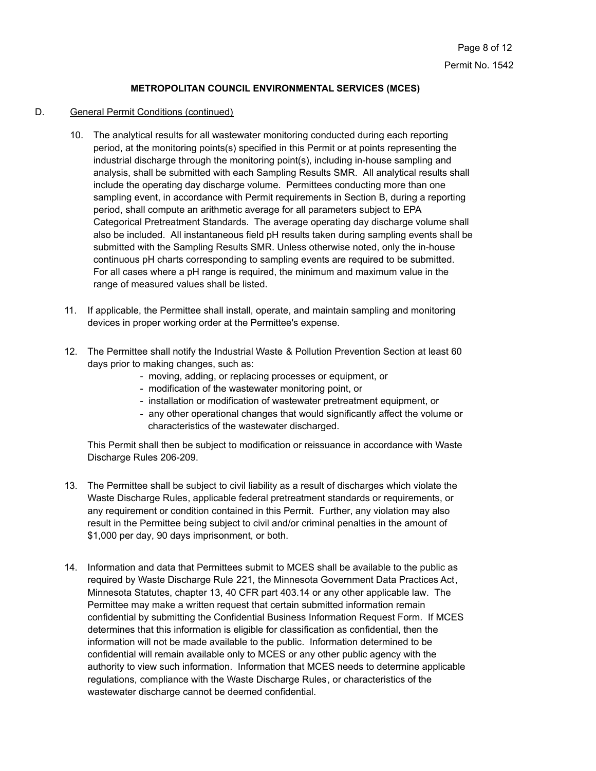**METROPOLITAN COUNCIL ENVIRONMENTAL SERVICES (MCES)**

D. General Permit Conditions (continued)

10. The analytical results for all wastewater monitoring conducted during each reporting period, at the monitoring points(s) specified in this Permit or at points representing the industrial discharge through the monitoring point(s), including in-house sampling and analysis, shall be submitted with each Sampling Results SMR. All analytical results shall include the operating day discharge volume. Permittees conducting more than one sampling event, in accordance with Permit requirements in Section B, during a reporting period, shall compute an arithmetic average for all parameters subject to EPA Categorical Pretreatment Standards. The average operating day discharge volume shall also be included. All instantaneous field pH results taken during sampling events shall be submitted with the Sampling Results SMR. Unless otherwise noted, only the in-house continuous pH charts corresponding to sampling events are required to be submitted. For all cases where a pH range is required, the minimum and maximum value in the range of measured values shall be listed.

11. If applicable, the Permittee shall install, operate, and maintain sampling and monitoring devices in proper working order at the Permittee's expense.

12. The Permittee shall notify the Industrial Waste & Pollution Prevention Section at least 60 days prior to making changes, such as:
    - moving, adding, or replacing processes or equipment, or
    - modification of the wastewater monitoring point, or
    - installation or modification of wastewater pretreatment equipment, or
    - any other operational changes that would significantly affect the volume or characteristics of the wastewater discharged.

    This Permit shall then be subject to modification or reissuance in accordance with Waste Discharge Rules 206-209.

13. The Permittee shall be subject to civil liability as a result of discharges which violate the Waste Discharge Rules, applicable federal pretreatment standards or requirements, or any requirement or condition contained in this Permit. Further, any violation may also result in the Permittee being subject to civil and/or criminal penalties in the amount of $1,000 per day, 90 days imprisonment, or both.

14. Information and data that Permittees submit to MCES shall be available to the public as required by Waste Discharge Rule 221, the Minnesota Government Data Practices Act, Minnesota Statutes, chapter 13, 40 CFR part 403.14 or any other applicable law. The Permittee may make a written request that certain submitted information remain confidential by submitting the Confidential Business Information Request Form. If MCES determines that this information is eligible for classification as confidential, then the information will not be made available to the public. Information determined to be confidential will remain available only to MCES or any other public agency with the authority to view such information. Information that MCES needs to determine applicable regulations, compliance with the Waste Discharge Rules, or characteristics of the wastewater discharge cannot be deemed confidential.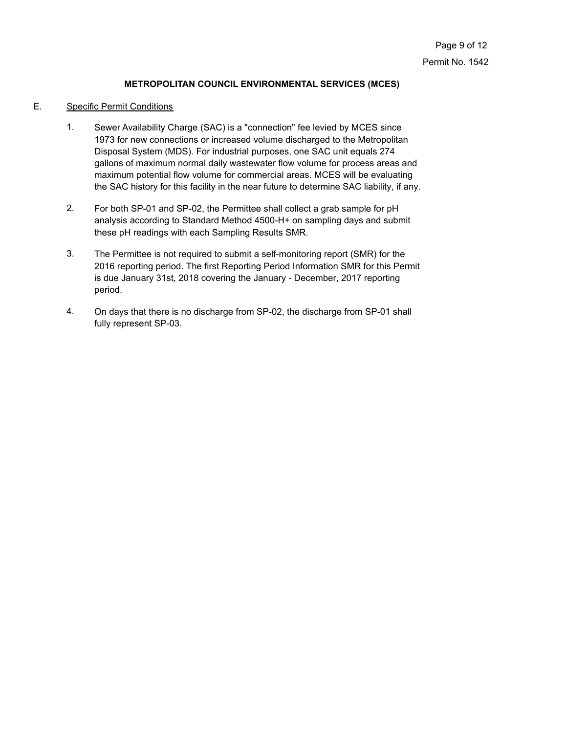**METROPOLITAN COUNCIL ENVIRONMENTAL SERVICES (MCES)**

E. Specific Permit Conditions

1. Sewer Availability Charge (SAC) is a "connection" fee levied by MCES since 1973 for new connections or increased volume discharged to the Metropolitan Disposal System (MDS). For industrial purposes, one SAC unit equals 274 gallons of maximum normal daily wastewater flow volume for process areas and maximum potential flow volume for commercial areas. MCES will be evaluating the SAC history for this facility in the near future to determine SAC liability, if any.

2. For both SP-01 and SP-02, the Permittee shall collect a grab sample for pH analysis according to Standard Method 4500-H+ on sampling days and submit these pH readings with each Sampling Results SMR.

3. The Permittee is not required to submit a self-monitoring report (SMR) for the 2016 reporting period. The first Reporting Period Information SMR for this Permit is due January 31st, 2018 covering the January - December, 2017 reporting period.

4. On days that there is no discharge from SP-02, the discharge from SP-01 shall fully represent SP-03.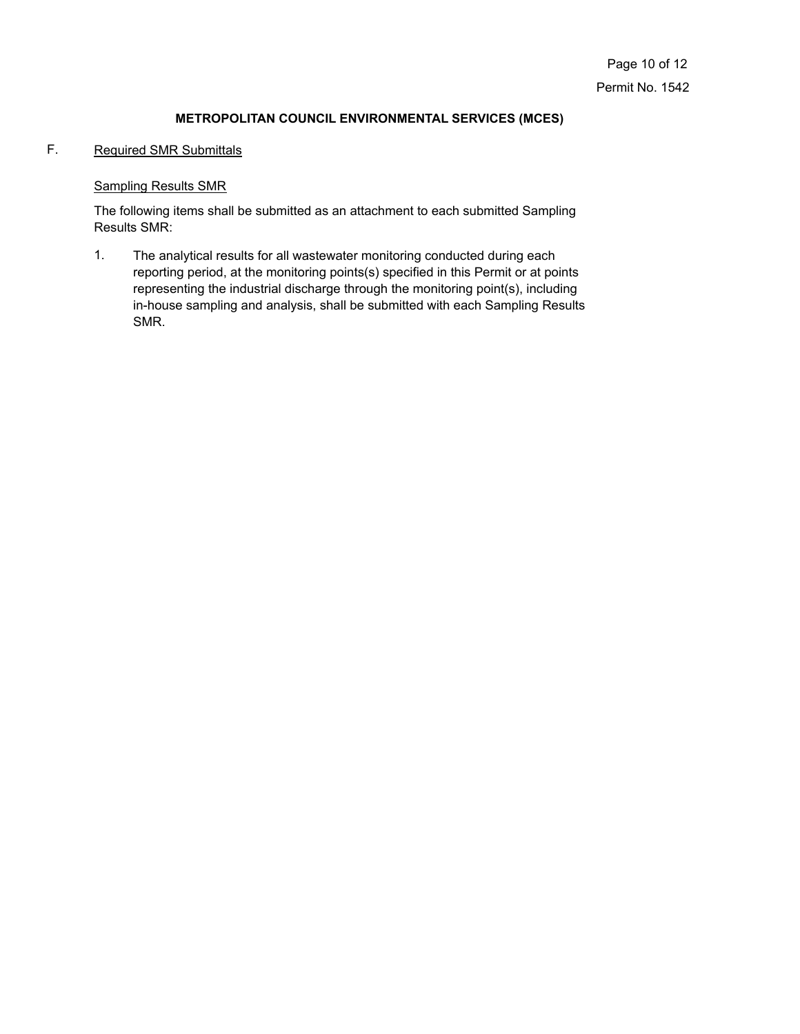**METROPOLITAN COUNCIL ENVIRONMENTAL SERVICES (MCES)**

F. Required SMR Submittals

Sampling Results SMR

The following items shall be submitted as an attachment to each submitted Sampling Results SMR:

1. The analytical results for all wastewater monitoring conducted during each reporting period, at the monitoring points(s) specified in this Permit or at points representing the industrial discharge through the monitoring point(s), including in-house sampling and analysis, shall be submitted with each Sampling Results SMR.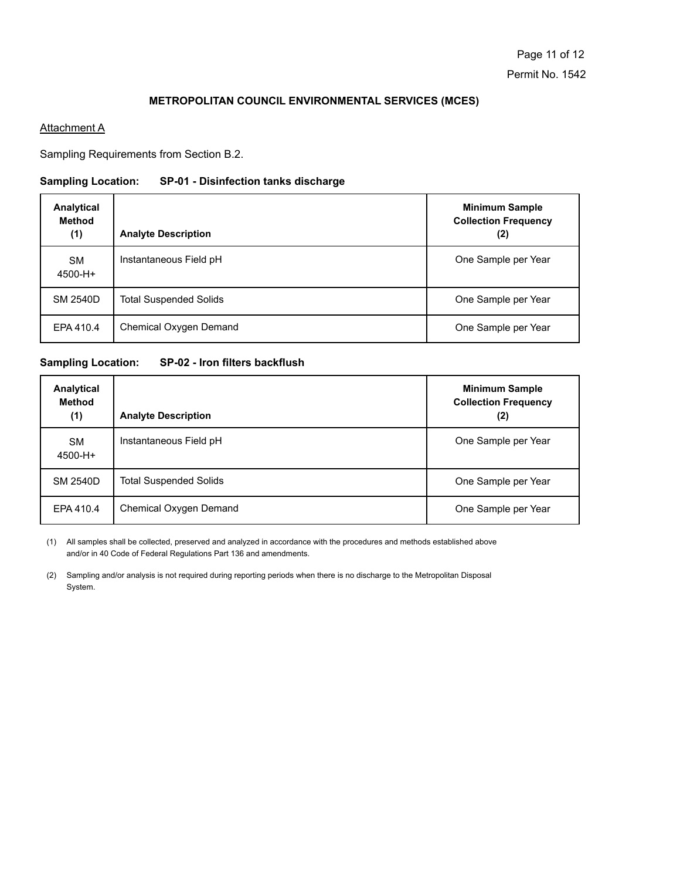**METROPOLITAN COUNCIL ENVIRONMENTAL SERVICES (MCES)**

Attachment A

Sampling Requirements from Section B.2.

**Sampling Location: SP-01 - Disinfection tanks discharge**

| Analytical Method (1) | Analyte Description | Minimum Sample Collection Frequency (2) |
|---|---|---|
| SM 4500-H+ | Instantaneous Field pH | One Sample per Year |
| SM 2540D | Total Suspended Solids | One Sample per Year |
| EPA 410.4 | Chemical Oxygen Demand | One Sample per Year |

**Sampling Location: SP-02 - Iron filters backflush**

| Analytical Method (1) | Analyte Description | Minimum Sample Collection Frequency (2) |
|---|---|---|
| SM 4500-H+ | Instantaneous Field pH | One Sample per Year |
| SM 2540D | Total Suspended Solids | One Sample per Year |
| EPA 410.4 | Chemical Oxygen Demand | One Sample per Year |

(1) All samples shall be collected, preserved and analyzed in accordance with the procedures and methods established above and/or in 40 Code of Federal Regulations Part 136 and amendments.

(2) Sampling and/or analysis is not required during reporting periods when there is no discharge to the Metropolitan Disposal System.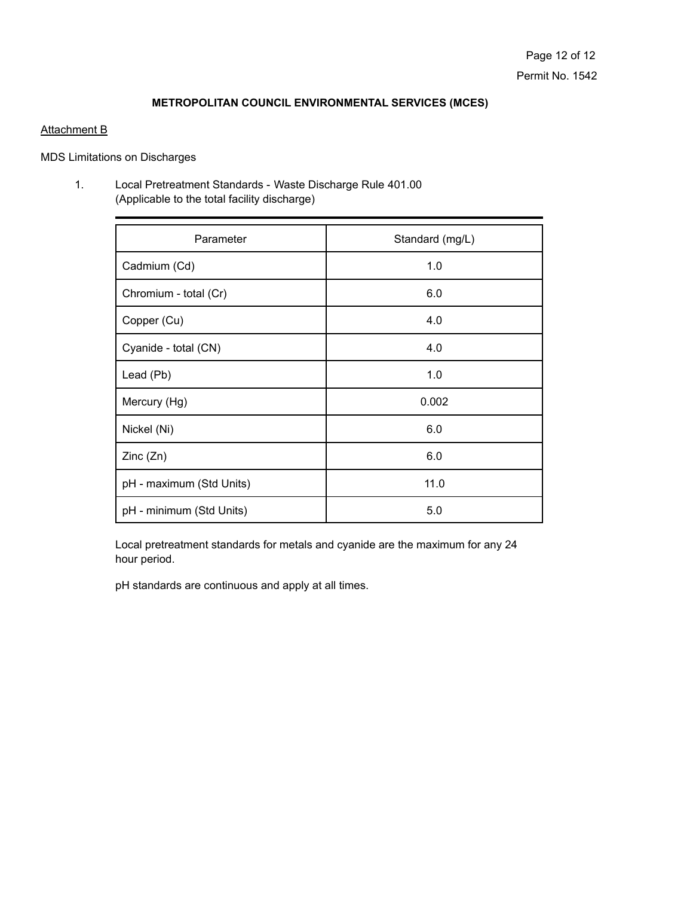**METROPOLITAN COUNCIL ENVIRONMENTAL SERVICES (MCES)**

Attachment B

MDS Limitations on Discharges

1. Local Pretreatment Standards - Waste Discharge Rule 401.00
   (Applicable to the total facility discharge)

| Parameter | Standard (mg/L) |
|---|---|
| Cadmium (Cd) | 1.0 |
| Chromium - total (Cr) | 6.0 |
| Copper (Cu) | 4.0 |
| Cyanide - total (CN) | 4.0 |
| Lead (Pb) | 1.0 |
| Mercury (Hg) | 0.002 |
| Nickel (Ni) | 6.0 |
| Zinc (Zn) | 6.0 |
| pH - maximum (Std Units) | 11.0 |
| pH - minimum (Std Units) | 5.0 |

Local pretreatment standards for metals and cyanide are the maximum for any 24 hour period.

pH standards are continuous and apply at all times.